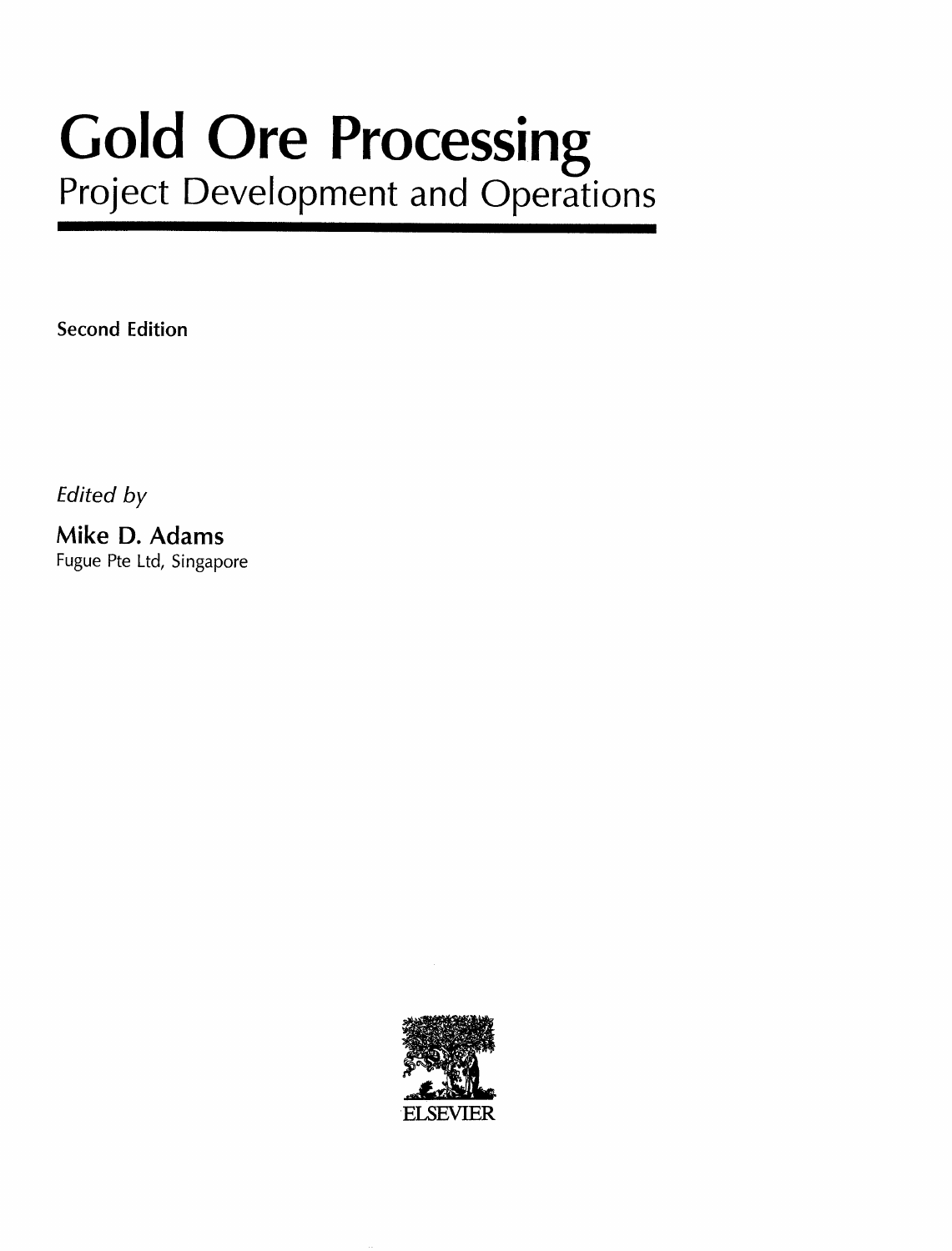# Gold Ore Processing

## Project Development and Operations

**Second Edition**

*Edited by*

**Mike D. Adams**

Fugue Pte Ltd, Singapore

ELSEVIER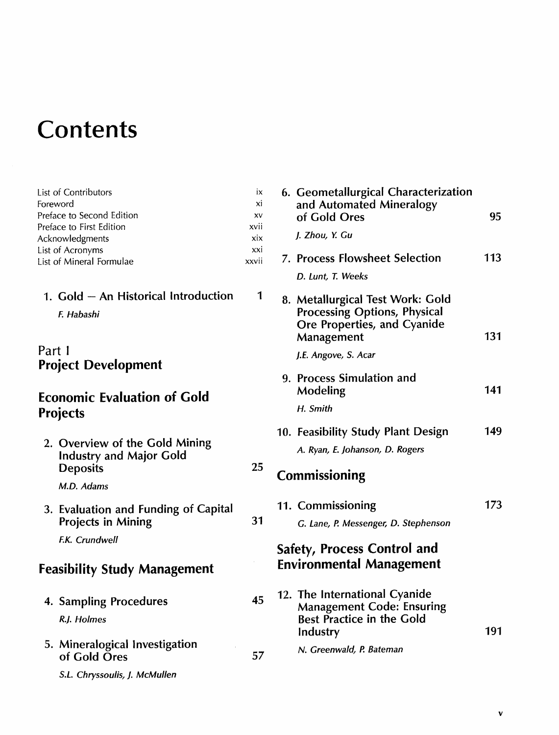# Contents

List of Contributors ix
Foreword xi
Preface to Second Edition xv
Preface to First Edition xvii
Acknowledgments xix
List of Acronyms xxi
List of Mineral Formulae xxvii

1. Gold — An Historical Introduction 1
   *F. Habashi*

## Part I
## Project Development

## Economic Evaluation of Gold Projects

2. Overview of the Gold Mining Industry and Major Gold Deposits 25
   *M.D. Adams*

3. Evaluation and Funding of Capital Projects in Mining 31
   *F.K. Crundwell*

## Feasibility Study Management

4. Sampling Procedures 45
   *R.J. Holmes*

5. Mineralogical Investigation of Gold Ores 57
   *S.L. Chryssoulis, J. McMullen*

6. Geometallurgical Characterization and Automated Mineralogy of Gold Ores 95
   *J. Zhou, Y. Gu*

7. Process Flowsheet Selection 113
   *D. Lunt, T. Weeks*

8. Metallurgical Test Work: Gold Processing Options, Physical Ore Properties, and Cyanide Management 131
   *J.E. Angove, S. Acar*

9. Process Simulation and Modeling 141
   *H. Smith*

10. Feasibility Study Plant Design 149
    *A. Ryan, E. Johanson, D. Rogers*

## Commissioning

11. Commissioning 173
    *G. Lane, P. Messenger, D. Stephenson*

## Safety, Process Control and Environmental Management

12. The International Cyanide Management Code: Ensuring Best Practice in the Gold Industry 191
    *N. Greenwald, P. Bateman*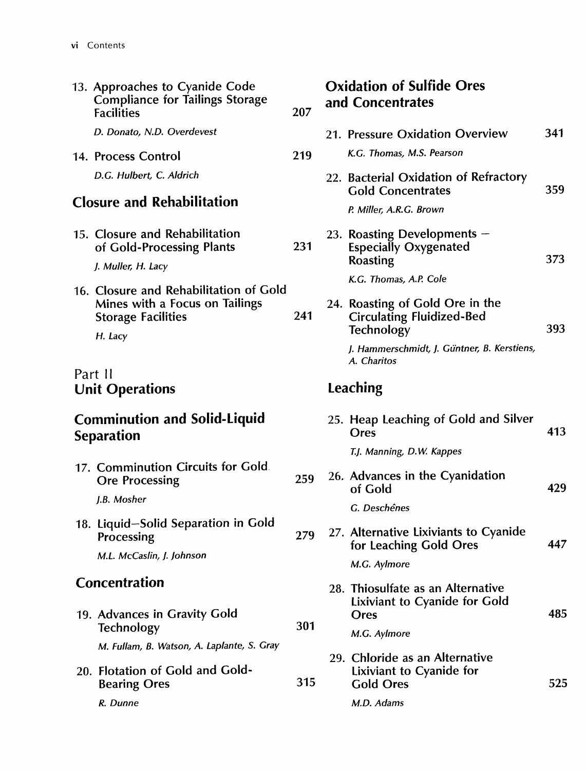13. Approaches to Cyanide Code Compliance for Tailings Storage Facilities 207

*D. Donato, N.D. Overdevest*

14. Process Control 219

*D.G. Hulbert, C. Aldrich*

## Closure and Rehabilitation

15. Closure and Rehabilitation of Gold-Processing Plants 231

*J. Muller, H. Lacy*

16. Closure and Rehabilitation of Gold Mines with a Focus on Tailings Storage Facilities 241

*H. Lacy*

# Part II Unit Operations

## Comminution and Solid-Liquid Separation

17. Comminution Circuits for Gold Ore Processing 259

*J.B. Mosher*

18. Liquid–Solid Separation in Gold Processing 279

*M.L. McCaslin, J. Johnson*

## Concentration

19. Advances in Gravity Gold Technology 301

*M. Fullam, B. Watson, A. Laplante, S. Gray*

20. Flotation of Gold and Gold-Bearing Ores 315

*R. Dunne*

## Oxidation of Sulfide Ores and Concentrates

21. Pressure Oxidation Overview 341

*K.G. Thomas, M.S. Pearson*

22. Bacterial Oxidation of Refractory Gold Concentrates 359

*P. Miller, A.R.G. Brown*

23. Roasting Developments – Especially Oxygenated Roasting 373

*K.G. Thomas, A.P. Cole*

24. Roasting of Gold Ore in the Circulating Fluidized-Bed Technology 393

*J. Hammerschmidt, J. Güntner, B. Kerstiens, A. Charitos*

## Leaching

25. Heap Leaching of Gold and Silver Ores 413

*T.J. Manning, D.W. Kappes*

26. Advances in the Cyanidation of Gold 429

*G. Deschênes*

27. Alternative Lixiviants to Cyanide for Leaching Gold Ores 447

*M.G. Aylmore*

28. Thiosulfate as an Alternative Lixiviant to Cyanide for Gold Ores 485

*M.G. Aylmore*

29. Chloride as an Alternative Lixiviant to Cyanide for Gold Ores 525

*M.D. Adams*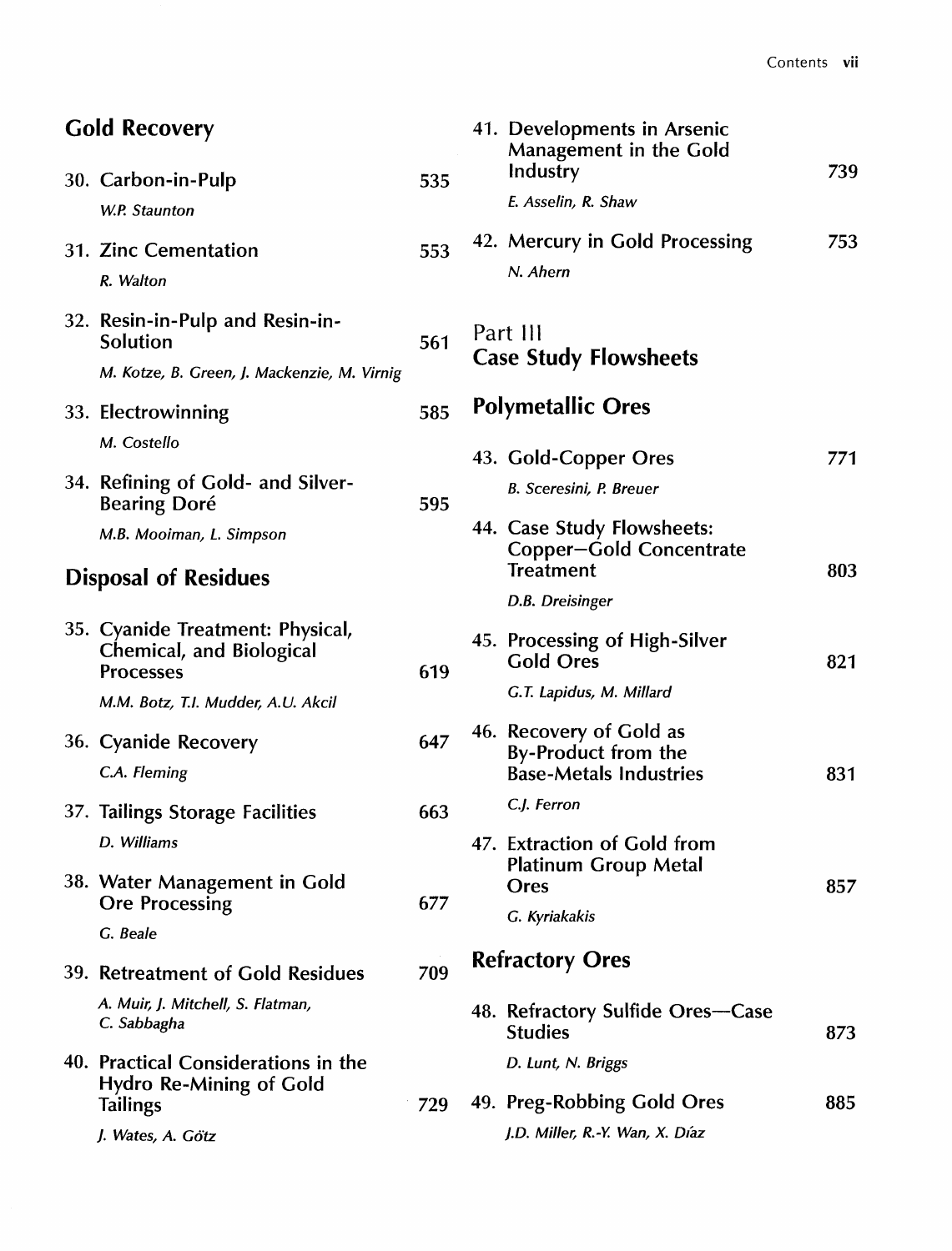## Gold Recovery

30. Carbon-in-Pulp — 535
    *W.P. Staunton*

31. Zinc Cementation — 553
    *R. Walton*

32. Resin-in-Pulp and Resin-in-Solution — 561
    *M. Kotze, B. Green, J. Mackenzie, M. Virnig*

33. Electrowinning — 585
    *M. Costello*

34. Refining of Gold- and Silver-Bearing Doré — 595
    *M.B. Mooiman, L. Simpson*

## Disposal of Residues

35. Cyanide Treatment: Physical, Chemical, and Biological Processes — 619
    *M.M. Botz, T.I. Mudder, A.U. Akcil*

36. Cyanide Recovery — 647
    *C.A. Fleming*

37. Tailings Storage Facilities — 663
    *D. Williams*

38. Water Management in Gold Ore Processing — 677
    *G. Beale*

39. Retreatment of Gold Residues — 709
    *A. Muir, J. Mitchell, S. Flatman, C. Sabbagha*

40. Practical Considerations in the Hydro Re-Mining of Gold Tailings — 729
    *J. Wates, A. Götz*

41. Developments in Arsenic Management in the Gold Industry — 739
    *E. Asselin, R. Shaw*

42. Mercury in Gold Processing — 753
    *N. Ahern*

# Part III
# Case Study Flowsheets

## Polymetallic Ores

43. Gold-Copper Ores — 771
    *B. Sceresini, P. Breuer*

44. Case Study Flowsheets: Copper–Gold Concentrate Treatment — 803
    *D.B. Dreisinger*

45. Processing of High-Silver Gold Ores — 821
    *G.T. Lapidus, M. Millard*

46. Recovery of Gold as By-Product from the Base-Metals Industries — 831
    *C.J. Ferron*

47. Extraction of Gold from Platinum Group Metal Ores — 857
    *G. Kyriakakis*

## Refractory Ores

48. Refractory Sulfide Ores—Case Studies — 873
    *D. Lunt, N. Briggs*

49. Preg-Robbing Gold Ores — 885
    *J.D. Miller, R.-Y. Wan, X. Díaz*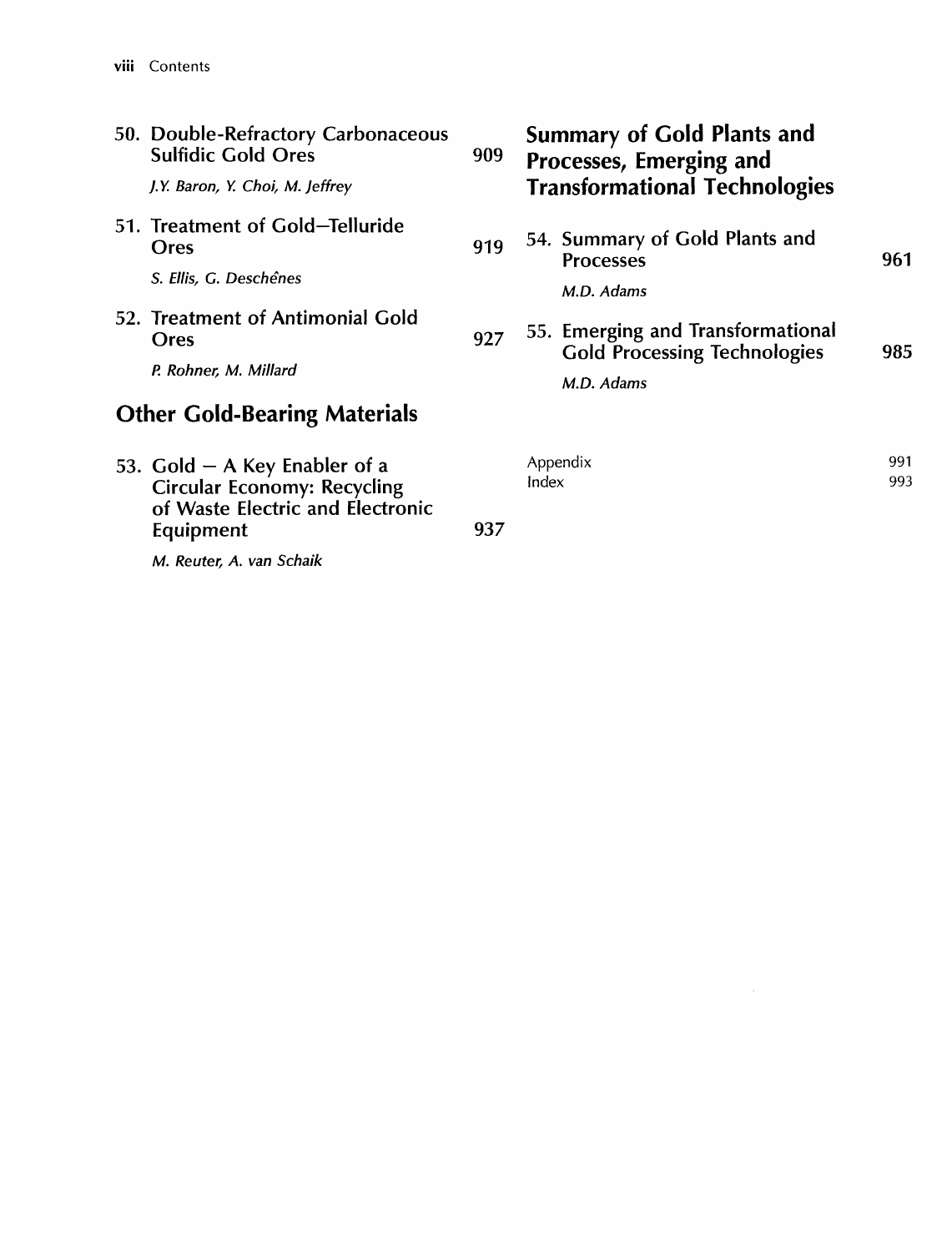50. **Double-Refractory Carbonaceous Sulfidic Gold Ores** 909

*J.Y. Baron, Y. Choi, M. Jeffrey*

51. **Treatment of Gold–Telluride Ores** 919

*S. Ellis, G. Deschênes*

52. **Treatment of Antimonial Gold Ores** 927

*P. Rohner, M. Millard*

## Other Gold-Bearing Materials

53. **Gold – A Key Enabler of a Circular Economy: Recycling of Waste Electric and Electronic Equipment** 937

*M. Reuter, A. van Schaik*

## Summary of Gold Plants and Processes, Emerging and Transformational Technologies

54. **Summary of Gold Plants and Processes** 961

*M.D. Adams*

55. **Emerging and Transformational Gold Processing Technologies** 985

*M.D. Adams*

Appendix 991

Index 993